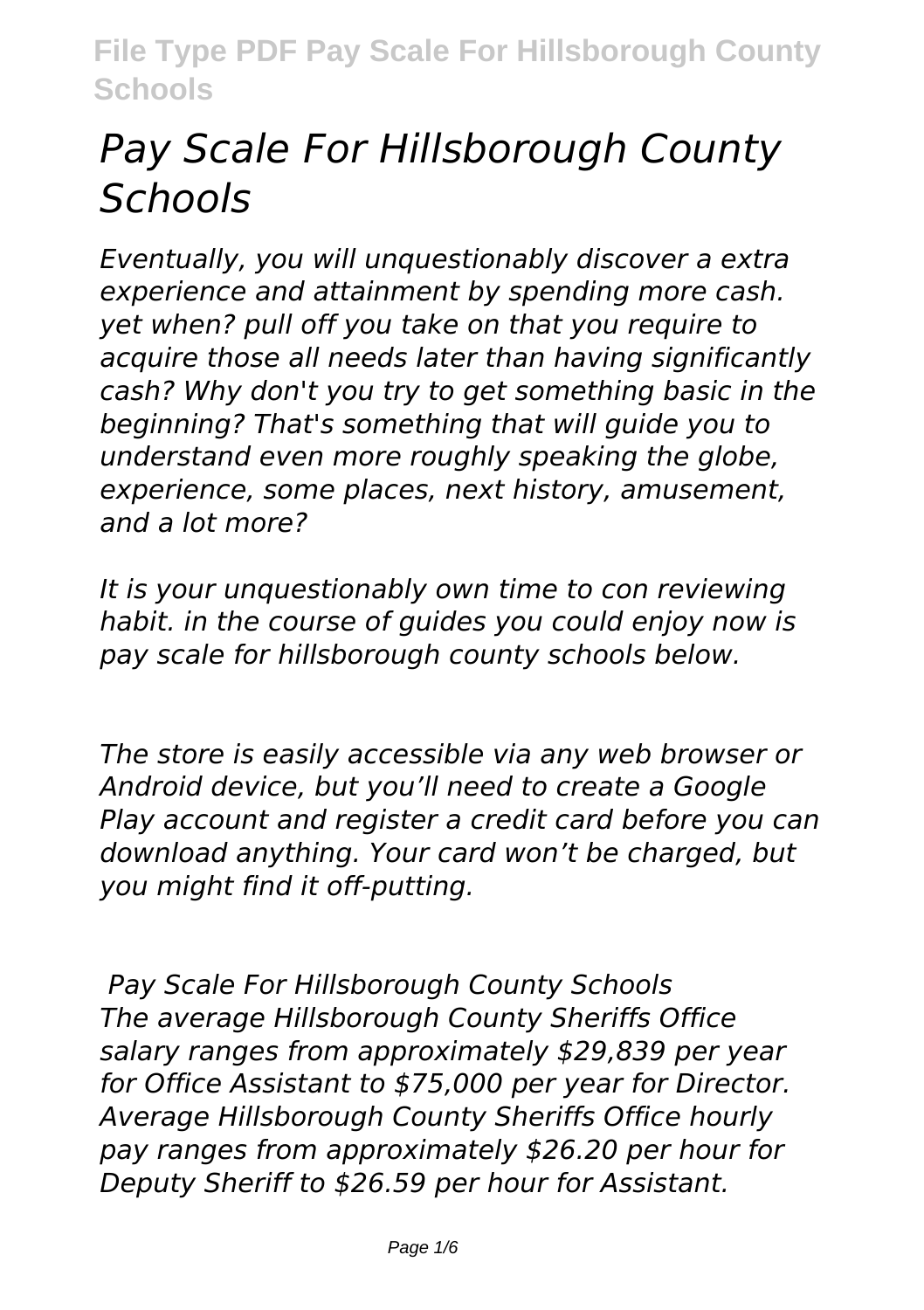# *Pay Scale For Hillsborough County Schools*

*Eventually, you will unquestionably discover a extra experience and attainment by spending more cash. yet when? pull off you take on that you require to acquire those all needs later than having significantly cash? Why don't you try to get something basic in the beginning? That's something that will guide you to understand even more roughly speaking the globe, experience, some places, next history, amusement, and a lot more?*

*It is your unquestionably own time to con reviewing habit. in the course of guides you could enjoy now is pay scale for hillsborough county schools below.*

*The store is easily accessible via any web browser or Android device, but you'll need to create a Google Play account and register a credit card before you can download anything. Your card won't be charged, but you might find it off-putting.*

***Pay Scale For Hillsborough County Schools***

*The average Hillsborough County Sheriffs Office salary ranges from approximately $29,839 per year for Office Assistant to $75,000 per year for Director. Average Hillsborough County Sheriffs Office hourly pay ranges from approximately $26.20 per hour for Deputy Sheriff to $26.59 per hour for Assistant.*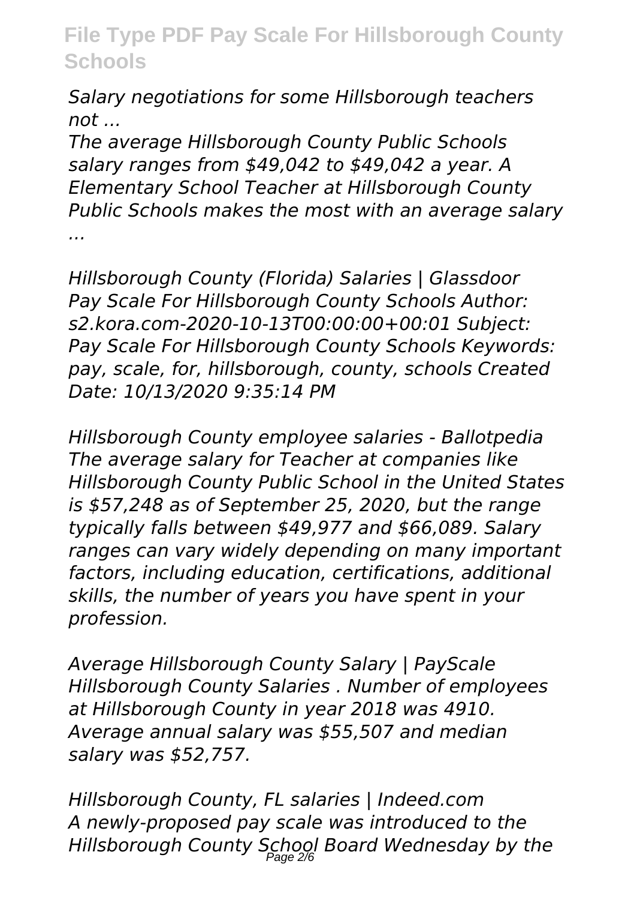*Salary negotiations for some Hillsborough teachers not ...*

*The average Hillsborough County Public Schools salary ranges from $49,042 to $49,042 a year. A Elementary School Teacher at Hillsborough County Public Schools makes the most with an average salary ...*

*Hillsborough County (Florida) Salaries | Glassdoor*
*Pay Scale For Hillsborough County Schools Author: s2.kora.com-2020-10-13T00:00:00+00:01 Subject: Pay Scale For Hillsborough County Schools Keywords: pay, scale, for, hillsborough, county, schools Created Date: 10/13/2020 9:35:14 PM*

*Hillsborough County employee salaries - Ballotpedia*
*The average salary for Teacher at companies like Hillsborough County Public School in the United States is $57,248 as of September 25, 2020, but the range typically falls between $49,977 and $66,089. Salary ranges can vary widely depending on many important factors, including education, certifications, additional skills, the number of years you have spent in your profession.*

*Average Hillsborough County Salary | PayScale*
*Hillsborough County Salaries . Number of employees at Hillsborough County in year 2018 was 4910. Average annual salary was $55,507 and median salary was $52,757.*

*Hillsborough County, FL salaries | Indeed.com*
*A newly-proposed pay scale was introduced to the Hillsborough County School Board Wednesday by the*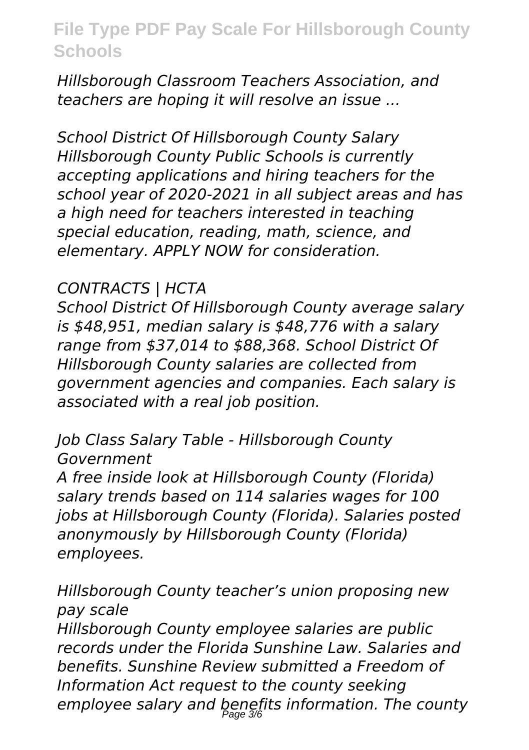*Hillsborough Classroom Teachers Association, and teachers are hoping it will resolve an issue ...*

*School District Of Hillsborough County Salary*
*Hillsborough County Public Schools is currently accepting applications and hiring teachers for the school year of 2020-2021 in all subject areas and has a high need for teachers interested in teaching special education, reading, math, science, and elementary. APPLY NOW for consideration.*

*CONTRACTS | HCTA*
*School District Of Hillsborough County average salary is $48,951, median salary is $48,776 with a salary range from $37,014 to $88,368. School District Of Hillsborough County salaries are collected from government agencies and companies. Each salary is associated with a real job position.*

*Job Class Salary Table - Hillsborough County Government*
*A free inside look at Hillsborough County (Florida) salary trends based on 114 salaries wages for 100 jobs at Hillsborough County (Florida). Salaries posted anonymously by Hillsborough County (Florida) employees.*

*Hillsborough County teacher's union proposing new pay scale*
*Hillsborough County employee salaries are public records under the Florida Sunshine Law. Salaries and benefits. Sunshine Review submitted a Freedom of Information Act request to the county seeking employee salary and benefits information. The county*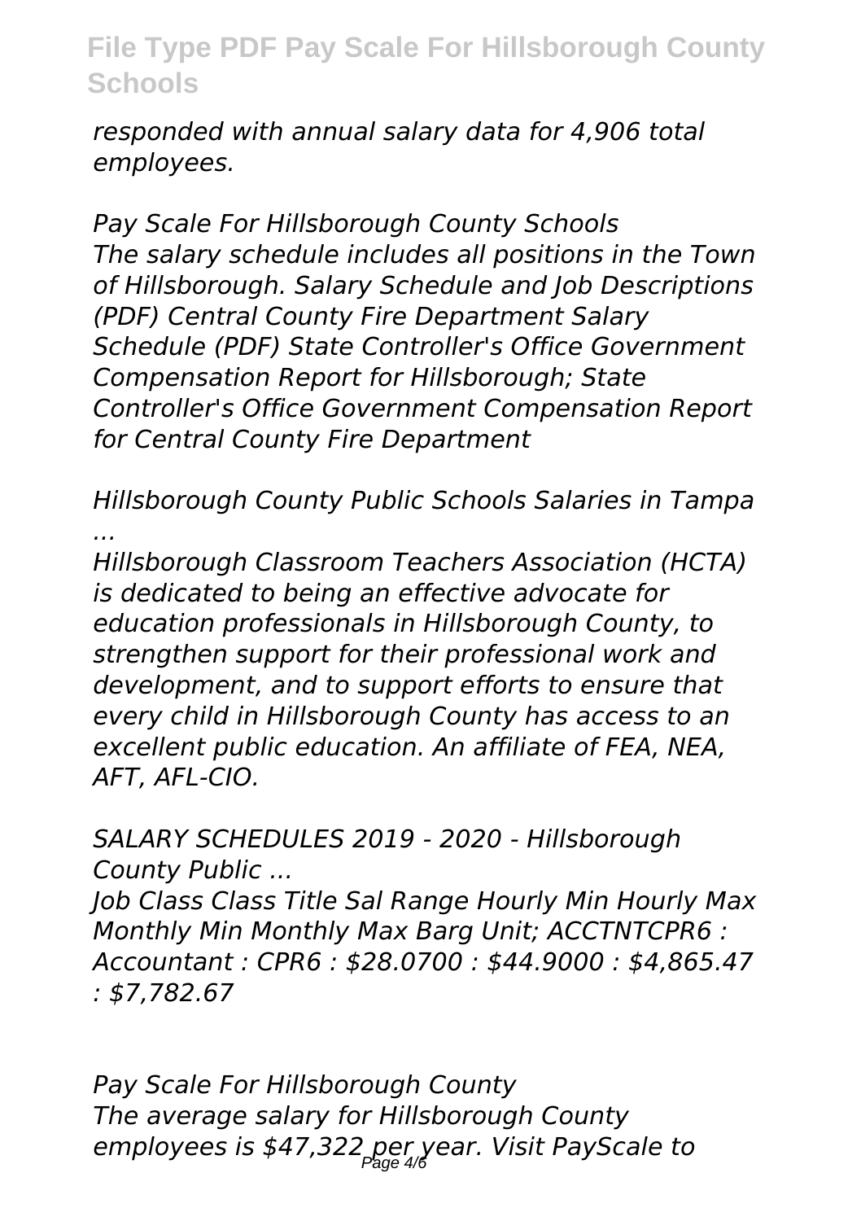*responded with annual salary data for 4,906 total employees.*

*Pay Scale For Hillsborough County Schools*
*The salary schedule includes all positions in the Town of Hillsborough. Salary Schedule and Job Descriptions (PDF) Central County Fire Department Salary Schedule (PDF) State Controller's Office Government Compensation Report for Hillsborough; State Controller's Office Government Compensation Report for Central County Fire Department*

*Hillsborough County Public Schools Salaries in Tampa ...*
*Hillsborough Classroom Teachers Association (HCTA) is dedicated to being an effective advocate for education professionals in Hillsborough County, to strengthen support for their professional work and development, and to support efforts to ensure that every child in Hillsborough County has access to an excellent public education. An affiliate of FEA, NEA, AFT, AFL-CIO.*

*SALARY SCHEDULES 2019 - 2020 - Hillsborough County Public ...*
*Job Class Class Title Sal Range Hourly Min Hourly Max Monthly Min Monthly Max Barg Unit; ACCTNTCPR6 : Accountant : CPR6 : $28.0700 : $44.9000 : $4,865.47 : $7,782.67*

*Pay Scale For Hillsborough County*
*The average salary for Hillsborough County employees is $47,322 per year. Visit PayScale to*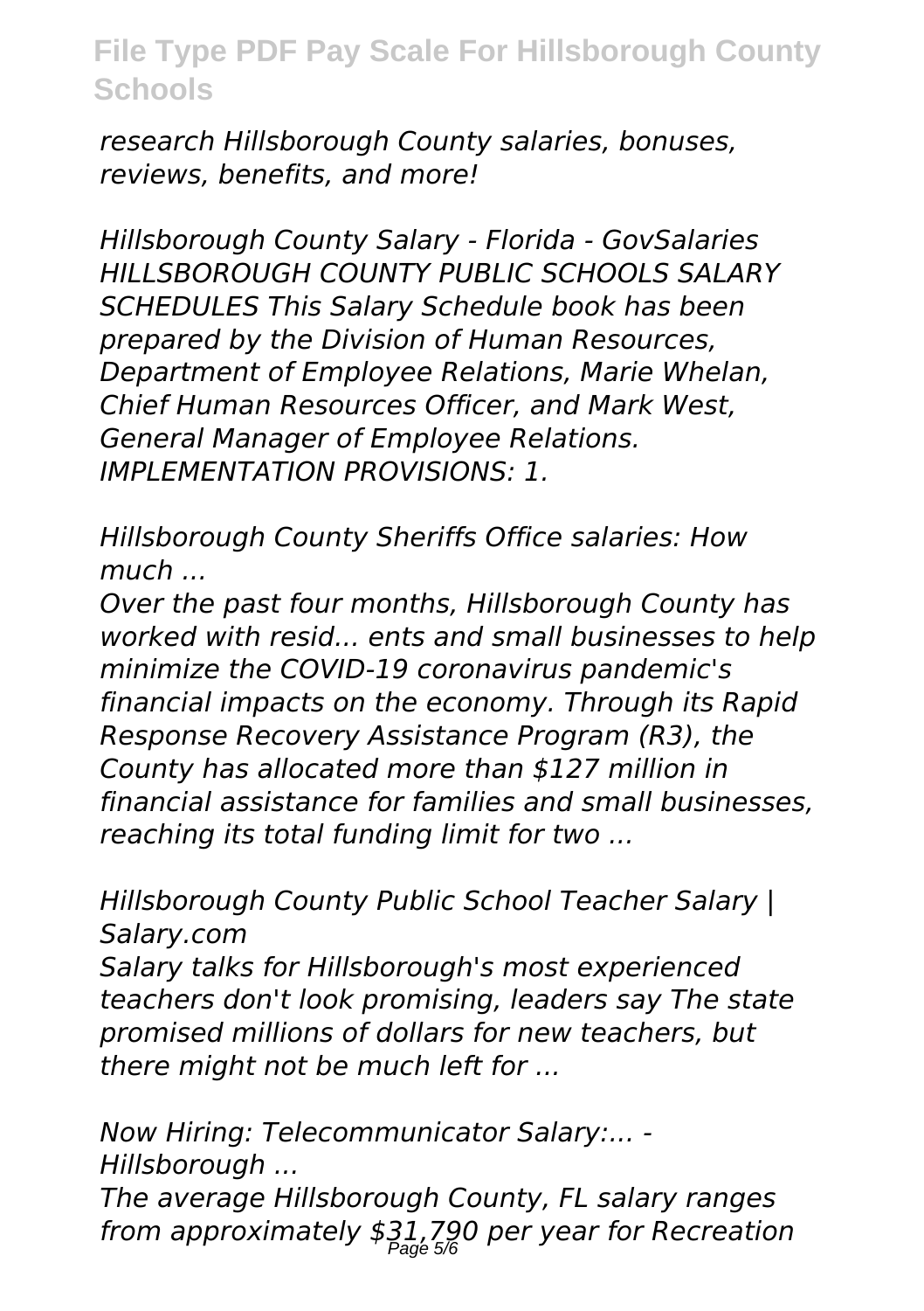*research Hillsborough County salaries, bonuses, reviews, benefits, and more!*

*Hillsborough County Salary - Florida - GovSalaries*
*HILLSBOROUGH COUNTY PUBLIC SCHOOLS SALARY SCHEDULES This Salary Schedule book has been prepared by the Division of Human Resources, Department of Employee Relations, Marie Whelan, Chief Human Resources Officer, and Mark West, General Manager of Employee Relations. IMPLEMENTATION PROVISIONS: 1.*

*Hillsborough County Sheriffs Office salaries: How much ...*

*Over the past four months, Hillsborough County has worked with resid... ents and small businesses to help minimize the COVID-19 coronavirus pandemic's financial impacts on the economy. Through its Rapid Response Recovery Assistance Program (R3), the County has allocated more than $127 million in financial assistance for families and small businesses, reaching its total funding limit for two ...*

*Hillsborough County Public School Teacher Salary | Salary.com*

*Salary talks for Hillsborough's most experienced teachers don't look promising, leaders say The state promised millions of dollars for new teachers, but there might not be much left for ...*

*Now Hiring: Telecommunicator Salary:... - Hillsborough ...*

*The average Hillsborough County, FL salary ranges from approximately $31,790 per year for Recreation*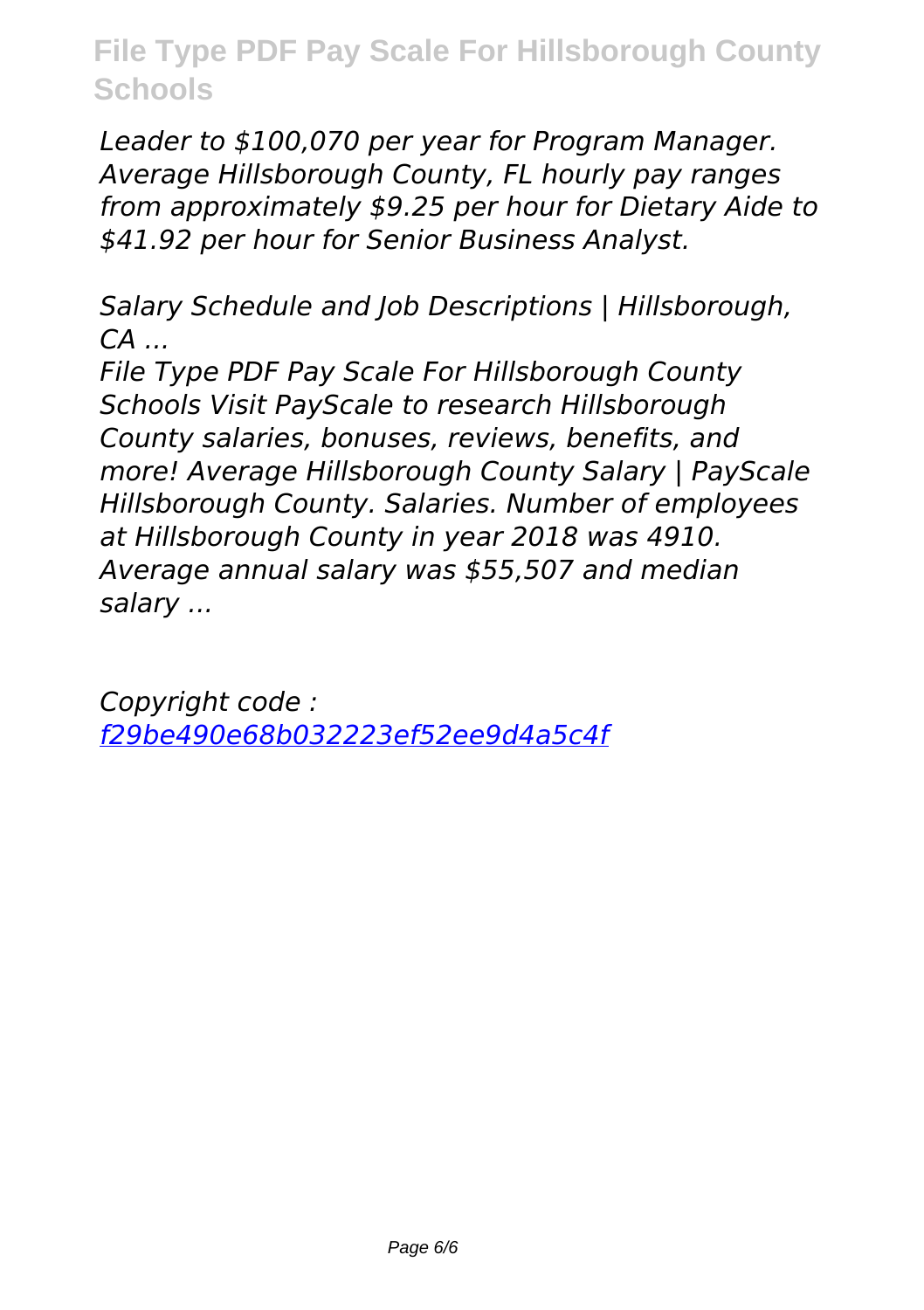*Leader to $100,070 per year for Program Manager. Average Hillsborough County, FL hourly pay ranges from approximately $9.25 per hour for Dietary Aide to $41.92 per hour for Senior Business Analyst.*

*Salary Schedule and Job Descriptions | Hillsborough, CA ...*

*File Type PDF Pay Scale For Hillsborough County Schools Visit PayScale to research Hillsborough County salaries, bonuses, reviews, benefits, and more! Average Hillsborough County Salary | PayScale Hillsborough County. Salaries. Number of employees at Hillsborough County in year 2018 was 4910. Average annual salary was $55,507 and median salary ...*

*Copyright code : [f29be490e68b032223ef52ee9d4a5c4f]*